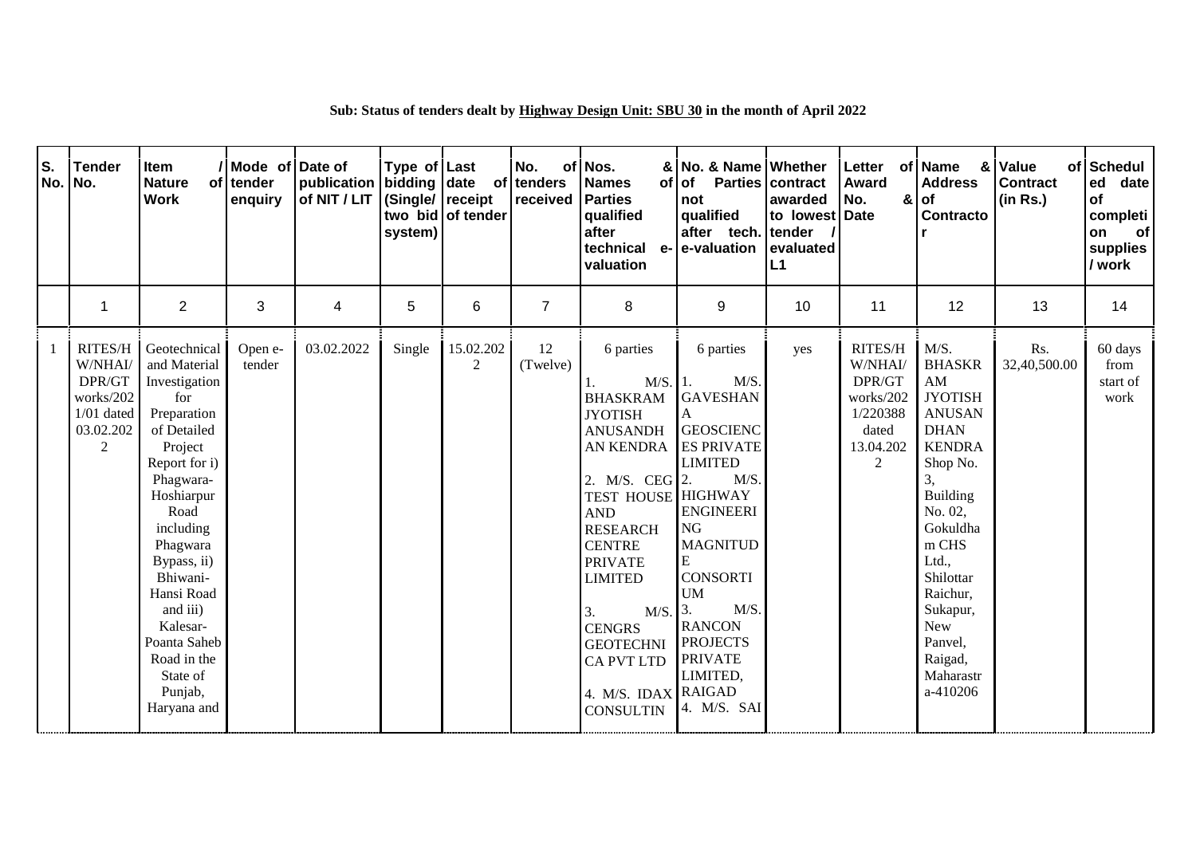**Sub: Status of tenders dealt by <u>Highway Design Unit: SBU 30</u> in the month of April 2022**

| S. No. | Tender No. | Item / Nature of Work | Mode of tender enquiry | Date of publication of NIT / LIT | Type of bidding (Single/ two bid system) | Last date of receipt of tender | No. of tenders received | Nos. & Names of Parties qualified after technical e-valuation | No. & Name of Parties not qualified after tech. e-valuation | Whether contract awarded to lowest tender / evaluated L1 | Letter of Award No. & Date | Name & Address of Contractor | Value of Contract (in Rs.) | Scheduled date of completion of supplies / work |
|---|---|---|---|---|---|---|---|---|---|---|---|---|---|---|
| | 1 | 2 | 3 | 4 | 5 | 6 | 7 | 8 | 9 | 10 | 11 | 12 | 13 | 14 |
| 1 | RITES/HW/NHAI/DPR/GT works/2021/01 dated 03.02.2022 | Geotechnical and Material Investigation for Preparation of Detailed Project Report for i) Phagwara-Hoshiarpur Road including Phagwara Bypass, ii) Bhiwani-Hansi Road and iii) Kalesar-Poanta Saheb Road in the State of Punjab, Haryana and | Open e-tender | 03.02.2022 | Single | 15.02.2022 | 12 (Twelve) | 6 parties<br>1. M/S. BHASKRAM JYOTISH ANUSANDHAN KENDRA<br>2. M/S. CEG TEST HOUSE AND RESEARCH CENTRE PRIVATE LIMITED<br>3. M/S. CENGRS GEOTECHNICA PVT LTD<br>4. M/S. IDAX CONSULTIN | 6 parties<br>1. M/S. GAVESHANA GEOSCIENCES PRIVATE LIMITED<br>2. M/S. HIGHWAY ENGINEERING MAGNITUDE CONSORTIUM<br>3. M/S. RANCON PROJECTS PRIVATE LIMITED, RAIGAD<br>4. M/S. SAI | yes | RITES/HW/NHAI/DPR/GT works/2021/220388 dated 13.04.2022 | M/S. BHASKRAM JYOTISH ANUSANDHAN KENDRA Shop No. 3, Building No. 02, Gokuldham CHS Ltd., Shilottar Raichur, Sukapur, New Panvel, Raigad, Maharastra-410206 | Rs. 32,40,500.00 | 60 days from start of work |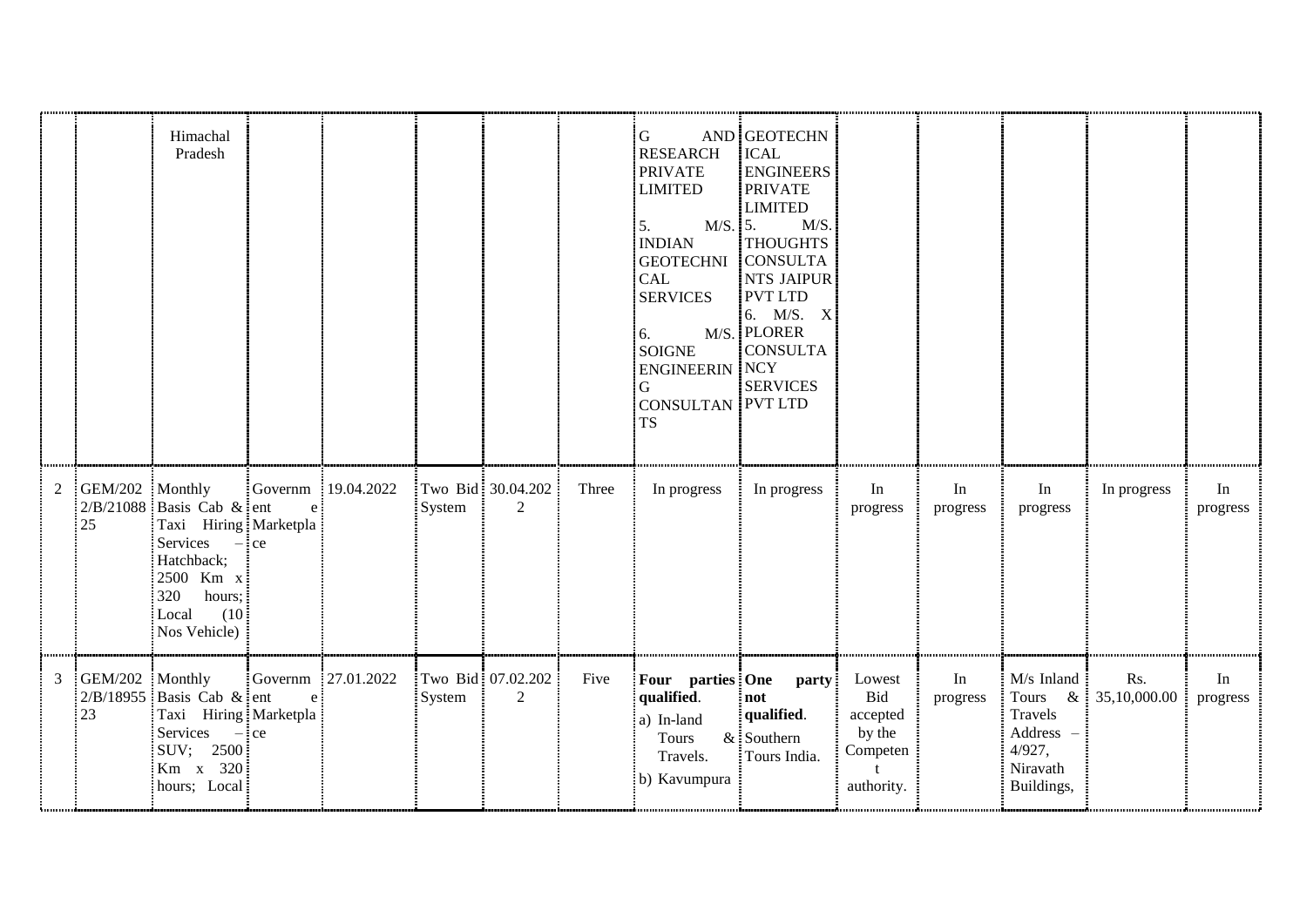| | | | | | | | | | | | | | | |
|---|---|---|---|---|---|---|---|---|---|---|---|---|---|---|
| | | Himachal Pradesh | | | | | | G AND RESEARCH PRIVATE LIMITED<br><br>5. M/S. INDIAN GEOTECHNICAL SERVICES<br><br>6. M/S. SOIGNE ENGINEERING CONSULTANTS | GEOTECHNICAL ENGINEERS PRIVATE LIMITED<br>5. M/S. THOUGHTS CONSULTANTS JAIPUR PVT LTD<br>6. M/S. X PLORER CONSULTANCY SERVICES PVT LTD | | | | | |
| 2 | GEM/2022/B/2108825 | Monthly Basis Cab & Taxi Hiring Services – Hatchback; 2500 Km x 320 hours; Local (10 Nos Vehicle) | Government e Marketplace | 19.04.2022 | Two Bid System | 30.04.2022 | Three | In progress | In progress | In progress | In progress | In progress | In progress | In progress |
| 3 | GEM/2022/B/1895523 | Monthly Basis Cab & Taxi Hiring Services – SUV; 2500 Km x 320 hours; Local | Government e Marketplace | 27.01.2022 | Two Bid System | 07.02.2022 | Five | **Four parties qualified**.<br>a) In-land Tours & Travels.<br>b) Kavumpura | **One party not qualified**.<br>Southern Tours India. | Lowest Bid accepted by the Competent authority. | In progress | M/s Inland Tours & Travels Address – 4/927, Niravath Buildings, | Rs. 35,10,000.00 | In progress |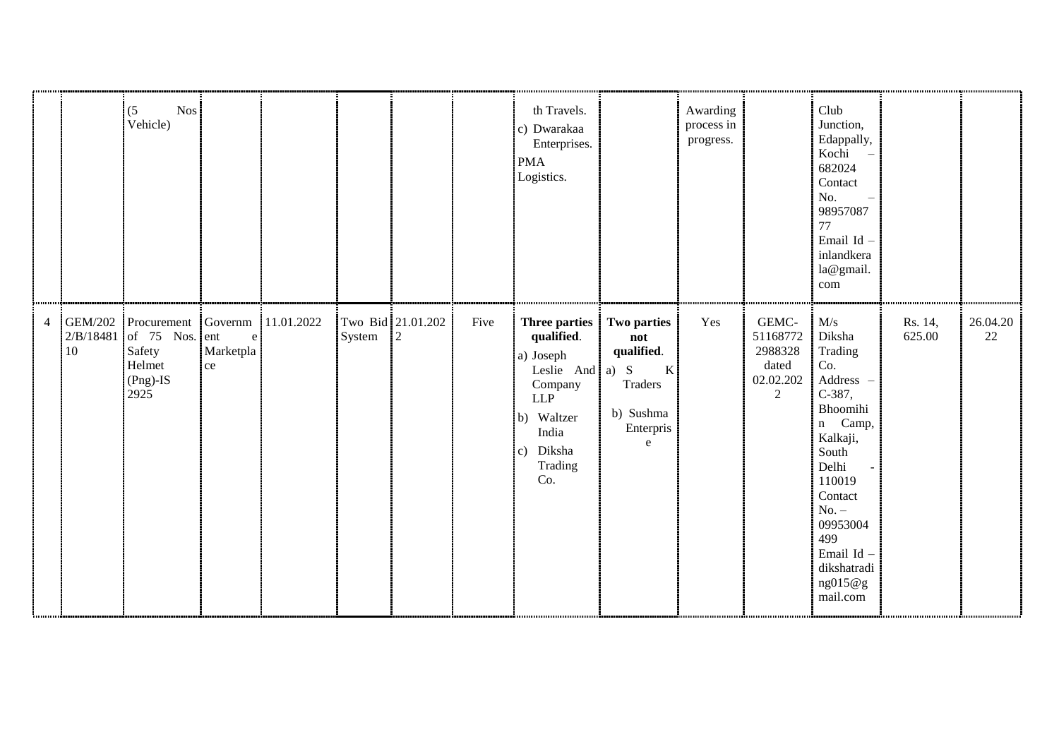| | | | | | | | | | | | | | | |
|---|---|---|---|---|---|---|---|---|---|---|---|---|---|---|
| | | (5 Nos Vehicle) | | | | | | th Travels.<br>c) Dwarakaa Enterprises.<br>PMA Logistics. | | Awarding process in progress. | | Club Junction, Edappally, Kochi – 682024<br>Contact No. – 9895708777<br>Email Id – inlandkerala@gmail.com | | |
| 4 | GEM/2022/B/1848110 | Procurement of 75 Nos. Safety Helmet (Png)-IS 2925 | Government e Marketplace | 11.01.2022 | Two Bid System | 21.01.2022 | Five | **Three parties qualified**.<br>a) Joseph Leslie And Company LLP<br>b) Waltzer India<br>c) Diksha Trading Co. | **Two parties not qualified**.<br>a) S K Traders<br>b) Sushma Enterprise | Yes | GEMC-511687722988328 dated 02.02.2022 | M/s Diksha Trading Co.<br>Address – C-387, Bhoomihin Camp, Kalkaji, South Delhi - 110019<br>Contact No. – 09953004499<br>Email Id – dikshatrading015@gmail.com | Rs. 14, 625.00 | 26.04.2022 |